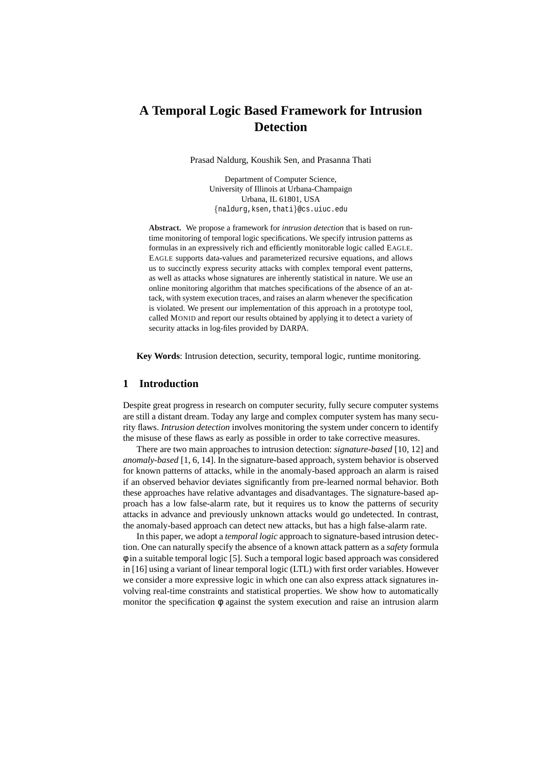# A Temporal Logic Based Framework for Intrusion Detection

Prasad Naldurg, Koushik Sen, and Prasanna Thati

Department of Computer Science,
University of Illinois at Urbana-Champaign
Urbana, IL 61801, USA
{naldurg,ksen,thati}@cs.uiuc.edu

**Abstract.** We propose a framework for *intrusion detection* that is based on runtime monitoring of temporal logic specifications. We specify intrusion patterns as formulas in an expressively rich and efficiently monitorable logic called EAGLE. EAGLE supports data-values and parameterized recursive equations, and allows us to succinctly express security attacks with complex temporal event patterns, as well as attacks whose signatures are inherently statistical in nature. We use an online monitoring algorithm that matches specifications of the absence of an attack, with system execution traces, and raises an alarm whenever the specification is violated. We present our implementation of this approach in a prototype tool, called MONID and report our results obtained by applying it to detect a variety of security attacks in log-files provided by DARPA.

**Key Words**: Intrusion detection, security, temporal logic, runtime monitoring.

## 1 Introduction

Despite great progress in research on computer security, fully secure computer systems are still a distant dream. Today any large and complex computer system has many security flaws. *Intrusion detection* involves monitoring the system under concern to identify the misuse of these flaws as early as possible in order to take corrective measures.

There are two main approaches to intrusion detection: *signature-based* [10, 12] and *anomaly-based* [1, 6, 14]. In the signature-based approach, system behavior is observed for known patterns of attacks, while in the anomaly-based approach an alarm is raised if an observed behavior deviates significantly from pre-learned normal behavior. Both these approaches have relative advantages and disadvantages. The signature-based approach has a low false-alarm rate, but it requires us to know the patterns of security attacks in advance and previously unknown attacks would go undetected. In contrast, the anomaly-based approach can detect new attacks, but has a high false-alarm rate.

In this paper, we adopt a *temporal logic* approach to signature-based intrusion detection. One can naturally specify the absence of a known attack pattern as a *safety* formula $\phi$ in a suitable temporal logic [5]. Such a temporal logic based approach was considered in [16] using a variant of linear temporal logic (LTL) with first order variables. However we consider a more expressive logic in which one can also express attack signatures involving real-time constraints and statistical properties. We show how to automatically monitor the specification $\phi$ against the system execution and raise an intrusion alarm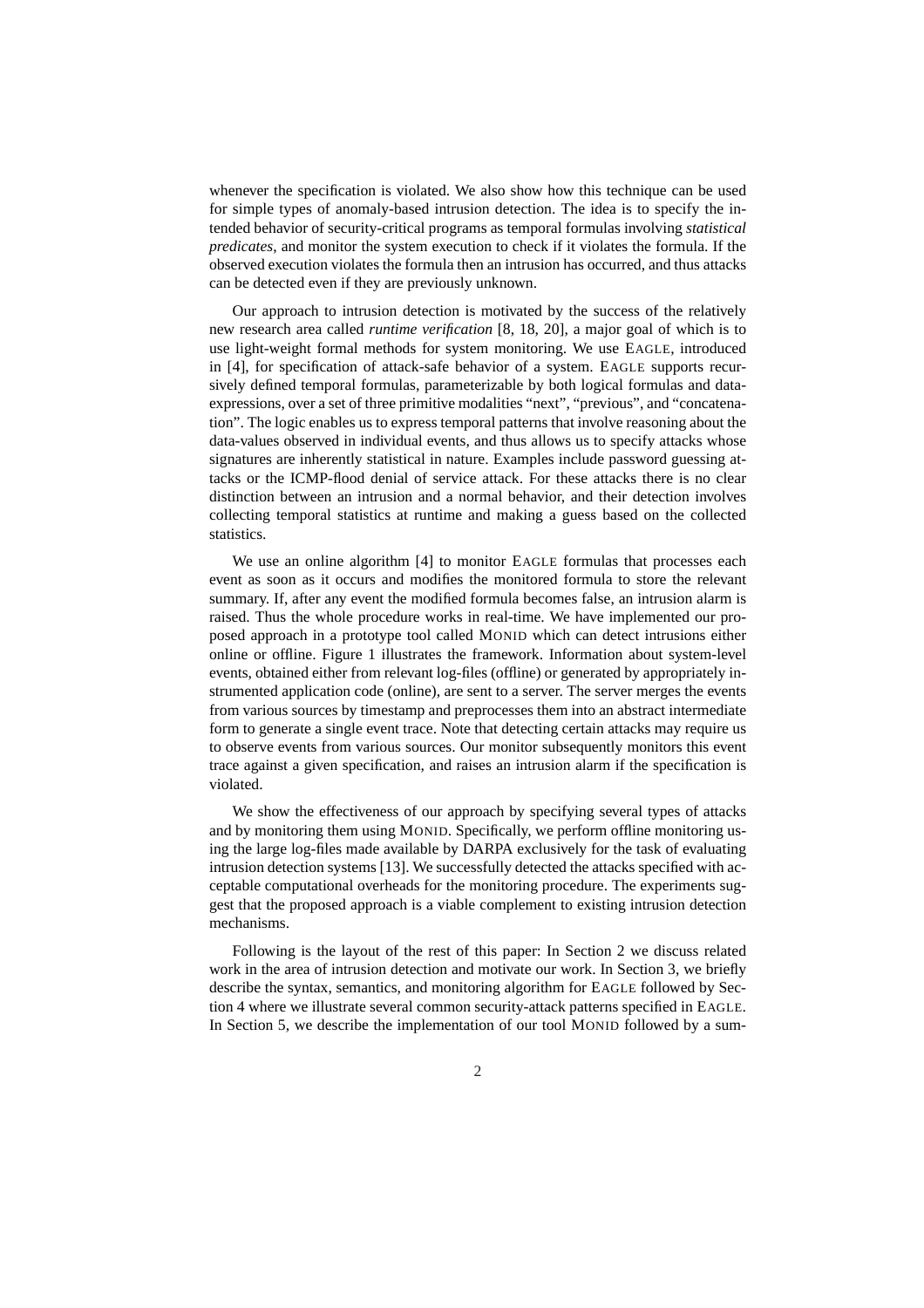whenever the specification is violated. We also show how this technique can be used for simple types of anomaly-based intrusion detection. The idea is to specify the intended behavior of security-critical programs as temporal formulas involving *statistical predicates*, and monitor the system execution to check if it violates the formula. If the observed execution violates the formula then an intrusion has occurred, and thus attacks can be detected even if they are previously unknown.

Our approach to intrusion detection is motivated by the success of the relatively new research area called *runtime verification* [8, 18, 20], a major goal of which is to use light-weight formal methods for system monitoring. We use EAGLE, introduced in [4], for specification of attack-safe behavior of a system. EAGLE supports recursively defined temporal formulas, parameterizable by both logical formulas and data-expressions, over a set of three primitive modalities "next", "previous", and "concatenation". The logic enables us to express temporal patterns that involve reasoning about the data-values observed in individual events, and thus allows us to specify attacks whose signatures are inherently statistical in nature. Examples include password guessing attacks or the ICMP-flood denial of service attack. For these attacks there is no clear distinction between an intrusion and a normal behavior, and their detection involves collecting temporal statistics at runtime and making a guess based on the collected statistics.

We use an online algorithm [4] to monitor EAGLE formulas that processes each event as soon as it occurs and modifies the monitored formula to store the relevant summary. If, after any event the modified formula becomes false, an intrusion alarm is raised. Thus the whole procedure works in real-time. We have implemented our proposed approach in a prototype tool called MONID which can detect intrusions either online or offline. Figure 1 illustrates the framework. Information about system-level events, obtained either from relevant log-files (offline) or generated by appropriately instrumented application code (online), are sent to a server. The server merges the events from various sources by timestamp and preprocesses them into an abstract intermediate form to generate a single event trace. Note that detecting certain attacks may require us to observe events from various sources. Our monitor subsequently monitors this event trace against a given specification, and raises an intrusion alarm if the specification is violated.

We show the effectiveness of our approach by specifying several types of attacks and by monitoring them using MONID. Specifically, we perform offline monitoring using the large log-files made available by DARPA exclusively for the task of evaluating intrusion detection systems [13]. We successfully detected the attacks specified with acceptable computational overheads for the monitoring procedure. The experiments suggest that the proposed approach is a viable complement to existing intrusion detection mechanisms.

Following is the layout of the rest of this paper: In Section 2 we discuss related work in the area of intrusion detection and motivate our work. In Section 3, we briefly describe the syntax, semantics, and monitoring algorithm for EAGLE followed by Section 4 where we illustrate several common security-attack patterns specified in EAGLE. In Section 5, we describe the implementation of our tool MONID followed by a sum-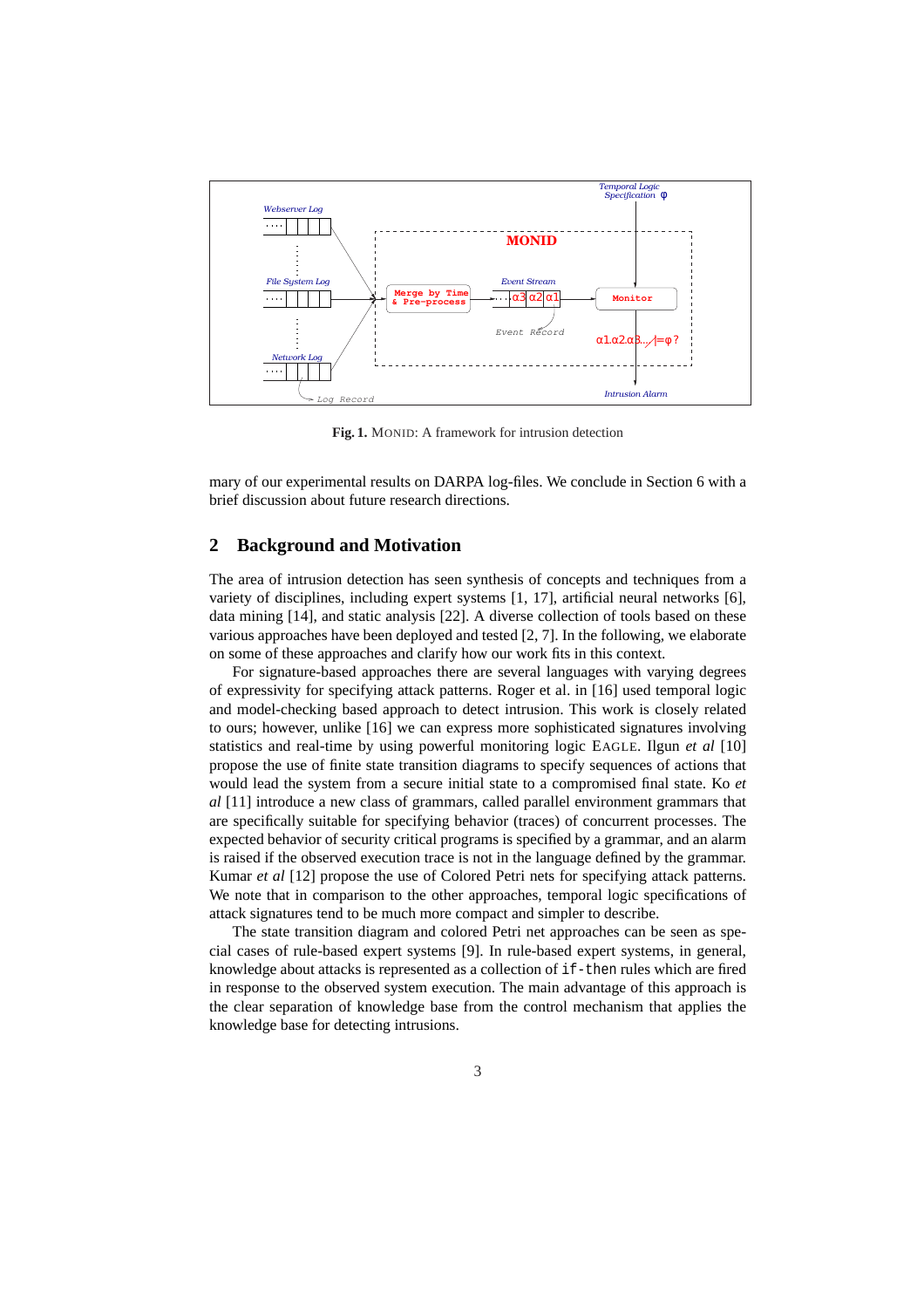Fig. 1. MONID: A framework for intrusion detection

mary of our experimental results on DARPA log-files. We conclude in Section 6 with a brief discussion about future research directions.

## 2 Background and Motivation

The area of intrusion detection has seen synthesis of concepts and techniques from a variety of disciplines, including expert systems [1, 17], artificial neural networks [6], data mining [14], and static analysis [22]. A diverse collection of tools based on these various approaches have been deployed and tested [2, 7]. In the following, we elaborate on some of these approaches and clarify how our work fits in this context.

For signature-based approaches there are several languages with varying degrees of expressivity for specifying attack patterns. Roger et al. in [16] used temporal logic and model-checking based approach to detect intrusion. This work is closely related to ours; however, unlike [16] we can express more sophisticated signatures involving statistics and real-time by using powerful monitoring logic EAGLE. Ilgun *et al* [10] propose the use of finite state transition diagrams to specify sequences of actions that would lead the system from a secure initial state to a compromised final state. Ko *et al* [11] introduce a new class of grammars, called parallel environment grammars that are specifically suitable for specifying behavior (traces) of concurrent processes. The expected behavior of security critical programs is specified by a grammar, and an alarm is raised if the observed execution trace is not in the language defined by the grammar. Kumar *et al* [12] propose the use of Colored Petri nets for specifying attack patterns. We note that in comparison to the other approaches, temporal logic specifications of attack signatures tend to be much more compact and simpler to describe.

The state transition diagram and colored Petri net approaches can be seen as special cases of rule-based expert systems [9]. In rule-based expert systems, in general, knowledge about attacks is represented as a collection of `if-then` rules which are fired in response to the observed system execution. The main advantage of this approach is the clear separation of knowledge base from the control mechanism that applies the knowledge base for detecting intrusions.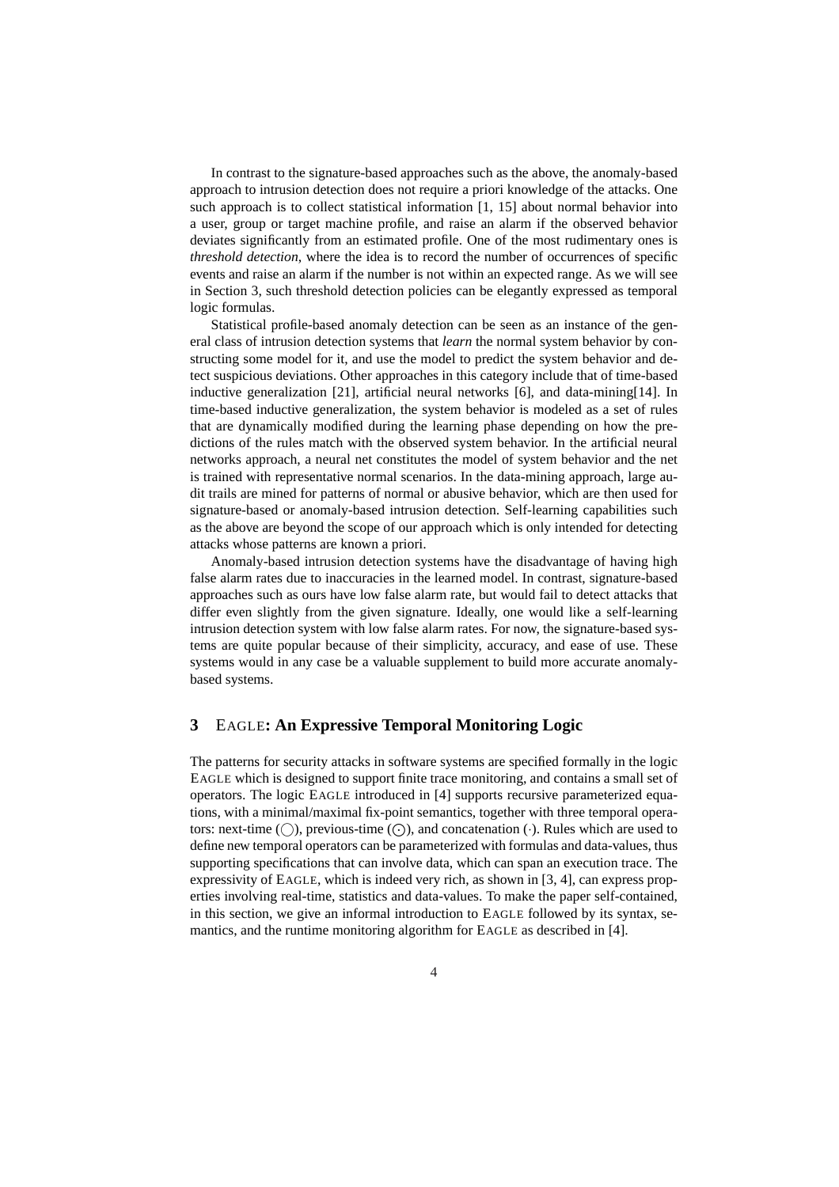In contrast to the signature-based approaches such as the above, the anomaly-based approach to intrusion detection does not require a priori knowledge of the attacks. One such approach is to collect statistical information [1, 15] about normal behavior into a user, group or target machine profile, and raise an alarm if the observed behavior deviates significantly from an estimated profile. One of the most rudimentary ones is *threshold detection*, where the idea is to record the number of occurrences of specific events and raise an alarm if the number is not within an expected range. As we will see in Section 3, such threshold detection policies can be elegantly expressed as temporal logic formulas.

Statistical profile-based anomaly detection can be seen as an instance of the general class of intrusion detection systems that *learn* the normal system behavior by constructing some model for it, and use the model to predict the system behavior and detect suspicious deviations. Other approaches in this category include that of time-based inductive generalization [21], artificial neural networks [6], and data-mining[14]. In time-based inductive generalization, the system behavior is modeled as a set of rules that are dynamically modified during the learning phase depending on how the predictions of the rules match with the observed system behavior. In the artificial neural networks approach, a neural net constitutes the model of system behavior and the net is trained with representative normal scenarios. In the data-mining approach, large audit trails are mined for patterns of normal or abusive behavior, which are then used for signature-based or anomaly-based intrusion detection. Self-learning capabilities such as the above are beyond the scope of our approach which is only intended for detecting attacks whose patterns are known a priori.

Anomaly-based intrusion detection systems have the disadvantage of having high false alarm rates due to inaccuracies in the learned model. In contrast, signature-based approaches such as ours have low false alarm rate, but would fail to detect attacks that differ even slightly from the given signature. Ideally, one would like a self-learning intrusion detection system with low false alarm rates. For now, the signature-based systems are quite popular because of their simplicity, accuracy, and ease of use. These systems would in any case be a valuable supplement to build more accurate anomaly-based systems.

## 3 EAGLE: An Expressive Temporal Monitoring Logic

The patterns for security attacks in software systems are specified formally in the logic EAGLE which is designed to support finite trace monitoring, and contains a small set of operators. The logic EAGLE introduced in [4] supports recursive parameterized equations, with a minimal/maximal fix-point semantics, together with three temporal operators: next-time ($\bigcirc$), previous-time ($\odot$), and concatenation ($\cdot$). Rules which are used to define new temporal operators can be parameterized with formulas and data-values, thus supporting specifications that can involve data, which can span an execution trace. The expressivity of EAGLE, which is indeed very rich, as shown in [3, 4], can express properties involving real-time, statistics and data-values. To make the paper self-contained, in this section, we give an informal introduction to EAGLE followed by its syntax, semantics, and the runtime monitoring algorithm for EAGLE as described in [4].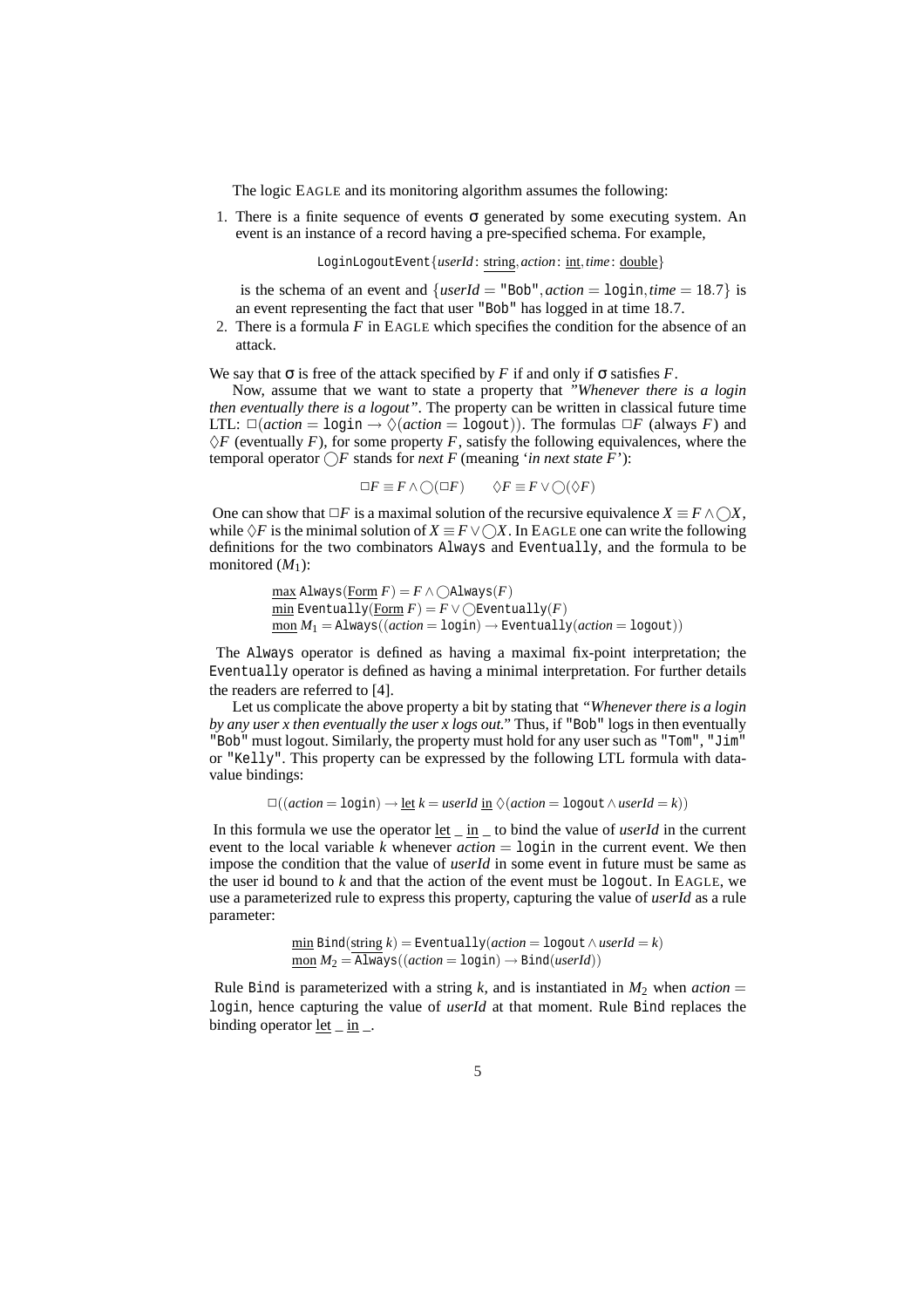The logic EAGLE and its monitoring algorithm assumes the following:

1. There is a finite sequence of events $\sigma$ generated by some executing system. An event is an instance of a record having a pre-specified schema. For example,

   $$\texttt{LoginLogoutEvent}\{\mathit{userId}: \underline{\text{string}}, \mathit{action}: \underline{\text{int}}, \mathit{time}: \underline{\text{double}}\}$$

   is the schema of an event and $\{\mathit{userId} = \texttt{"Bob"}, \mathit{action} = \texttt{login}, \mathit{time} = 18.7\}$ is an event representing the fact that user "Bob" has logged in at time 18.7.

2. There is a formula $F$ in EAGLE which specifies the condition for the absence of an attack.

We say that $\sigma$ is free of the attack specified by $F$ if and only if $\sigma$ satisfies $F$.

Now, assume that we want to state a property that *"Whenever there is a login then eventually there is a logout"*. The property can be written in classical future time LTL: $\Box(\mathit{action} = \texttt{login} \rightarrow \Diamond(\mathit{action} = \texttt{logout}))$. The formulas $\Box F$ (always $F$) and $\Diamond F$ (eventually $F$), for some property $F$, satisfy the following equivalences, where the temporal operator $\bigcirc F$ stands for *next* $F$ (meaning '*in next state* $F$'):

$$\Box F \equiv F \wedge \bigcirc(\Box F) \qquad \Diamond F \equiv F \vee \bigcirc(\Diamond F)$$

One can show that $\Box F$ is a maximal solution of the recursive equivalence $X \equiv F \wedge \bigcirc X$, while $\Diamond F$ is the minimal solution of $X \equiv F \vee \bigcirc X$. In EAGLE one can write the following definitions for the two combinators Always and Eventually, and the formula to be monitored ($M_1$):

$$\underline{\text{max}}\ \texttt{Always}(\underline{\text{Form}}\ F) = F \wedge \bigcirc\texttt{Always}(F)$$
$$\underline{\text{min}}\ \texttt{Eventually}(\underline{\text{Form}}\ F) = F \vee \bigcirc\texttt{Eventually}(F)$$
$$\underline{\text{mon}}\ M_1 = \texttt{Always}((\mathit{action} = \texttt{login}) \rightarrow \texttt{Eventually}(\mathit{action} = \texttt{logout}))$$

The Always operator is defined as having a maximal fix-point interpretation; the Eventually operator is defined as having a minimal interpretation. For further details the readers are referred to [4].

Let us complicate the above property a bit by stating that *"Whenever there is a login by any user x then eventually the user x logs out."* Thus, if "Bob" logs in then eventually "Bob" must logout. Similarly, the property must hold for any user such as "Tom", "Jim" or "Kelly". This property can be expressed by the following LTL formula with data-value bindings:

$$\Box((\mathit{action} = \texttt{login}) \rightarrow \underline{\text{let}}\ k = \mathit{userId}\ \underline{\text{in}}\ \Diamond(\mathit{action} = \texttt{logout} \wedge \mathit{userId} = k))$$

In this formula we use the operator $\underline{\text{let}}$ _ $\underline{\text{in}}$ _ to bind the value of *userId* in the current event to the local variable $k$ whenever $\mathit{action} = \texttt{login}$ in the current event. We then impose the condition that the value of *userId* in some event in future must be same as the user id bound to $k$ and that the action of the event must be logout. In EAGLE, we use a parameterized rule to express this property, capturing the value of *userId* as a rule parameter:

$$\underline{\text{min}}\ \texttt{Bind}(\underline{\text{string}}\ k) = \texttt{Eventually}(\mathit{action} = \texttt{logout} \wedge \mathit{userId} = k)$$
$$\underline{\text{mon}}\ M_2 = \texttt{Always}((\mathit{action} = \texttt{login}) \rightarrow \texttt{Bind}(\mathit{userId}))$$

Rule Bind is parameterized with a string $k$, and is instantiated in $M_2$ when $\mathit{action} = \texttt{login}$, hence capturing the value of *userId* at that moment. Rule Bind replaces the binding operator $\underline{\text{let}}$ _ $\underline{\text{in}}$ _.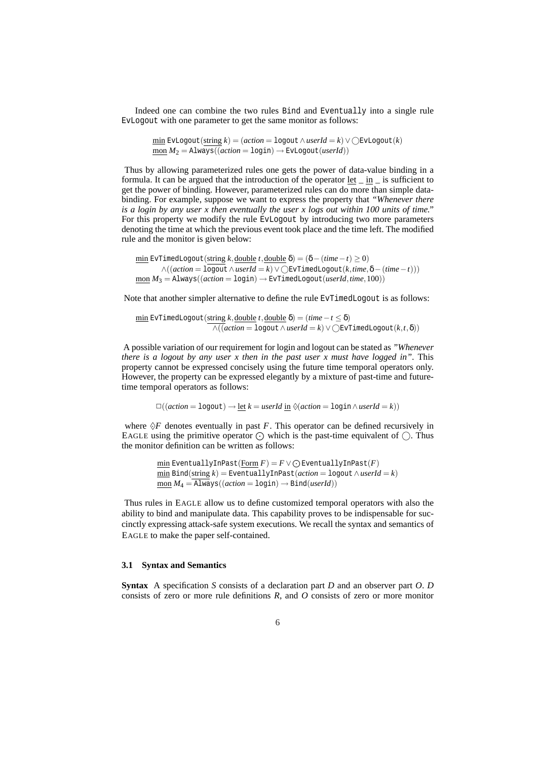Indeed one can combine the two rules Bind and Eventually into a single rule EvLogout with one parameter to get the same monitor as follows:

$$\underline{\text{min}}\ \texttt{EvLogout}(\underline{\text{string}}\ k) = (action = \texttt{logout} \wedge userId = k) \vee \bigcirc\texttt{EvLogout}(k)$$
$$\underline{\text{mon}}\ M_2 = \texttt{Always}((action = \texttt{login}) \rightarrow \texttt{EvLogout}(userId))$$

Thus by allowing parameterized rules one gets the power of data-value binding in a formula. It can be argued that the introduction of the operator $\underline{\text{let}}\ \_\ \underline{\text{in}}\ \_$ is sufficient to get the power of binding. However, parameterized rules can do more than simple data-binding. For example, suppose we want to express the property that *"Whenever there is a login by any user x then eventually the user x logs out within 100 units of time."* For this property we modify the rule EvLogout by introducing two more parameters denoting the time at which the previous event took place and the time left. The modified rule and the monitor is given below:

$$\underline{\text{min}}\ \texttt{EvTimedLogout}(\underline{\text{string}}\ k, \underline{\text{double}}\ t, \underline{\text{double}}\ \delta) = (\delta - (time - t) \geq 0)$$
$$\wedge((action = \texttt{logout} \wedge userId = k) \vee \bigcirc\texttt{EvTimedLogout}(k, time, \delta - (time - t)))$$
$$\underline{\text{mon}}\ M_3 = \texttt{Always}((action = \texttt{login}) \rightarrow \texttt{EvTimedLogout}(userId, time, 100))$$

Note that another simpler alternative to define the rule EvTimedLogout is as follows:

$$\underline{\text{min}}\ \texttt{EvTimedLogout}(\underline{\text{string}}\ k, \underline{\text{double}}\ t, \underline{\text{double}}\ \delta) = (time - t \leq \delta)$$
$$\wedge((action = \texttt{logout} \wedge userId = k) \vee \bigcirc\texttt{EvTimedLogout}(k, t, \delta))$$

A possible variation of our requirement for login and logout can be stated as *"Whenever there is a logout by any user x then in the past user x must have logged in"*. This property cannot be expressed concisely using the future time temporal operators only. However, the property can be expressed elegantly by a mixture of past-time and future-time temporal operators as follows:

$$\Box((action = \texttt{logout}) \rightarrow \underline{\text{let}}\ k = userId\ \underline{\text{in}}\ \Diamond\!\!\!\cdot\,(action = \texttt{login} \wedge userId = k))$$

where $\Diamond\!\!\!\cdot\, F$ denotes eventually in past $F$. This operator can be defined recursively in EAGLE using the primitive operator $\odot$ which is the past-time equivalent of $\bigcirc$. Thus the monitor definition can be written as follows:

$$\underline{\text{min}}\ \texttt{EventuallyInPast}(\underline{\text{Form}}\ F) = F \vee \odot\texttt{EventuallyInPast}(F)$$
$$\underline{\text{min}}\ \texttt{Bind}(\underline{\text{string}}\ k) = \texttt{EventuallyInPast}(action = \texttt{logout} \wedge userId = k)$$
$$\underline{\text{mon}}\ M_4 = \texttt{Always}((action = \texttt{login}) \rightarrow \texttt{Bind}(userId))$$

Thus rules in EAGLE allow us to define customized temporal operators with also the ability to bind and manipulate data. This capability proves to be indispensable for succinctly expressing attack-safe system executions. We recall the syntax and semantics of EAGLE to make the paper self-contained.

### 3.1 Syntax and Semantics

**Syntax** A specification $S$ consists of a declaration part $D$ and an observer part $O$. $D$ consists of zero or more rule definitions $R$, and $O$ consists of zero or more monitor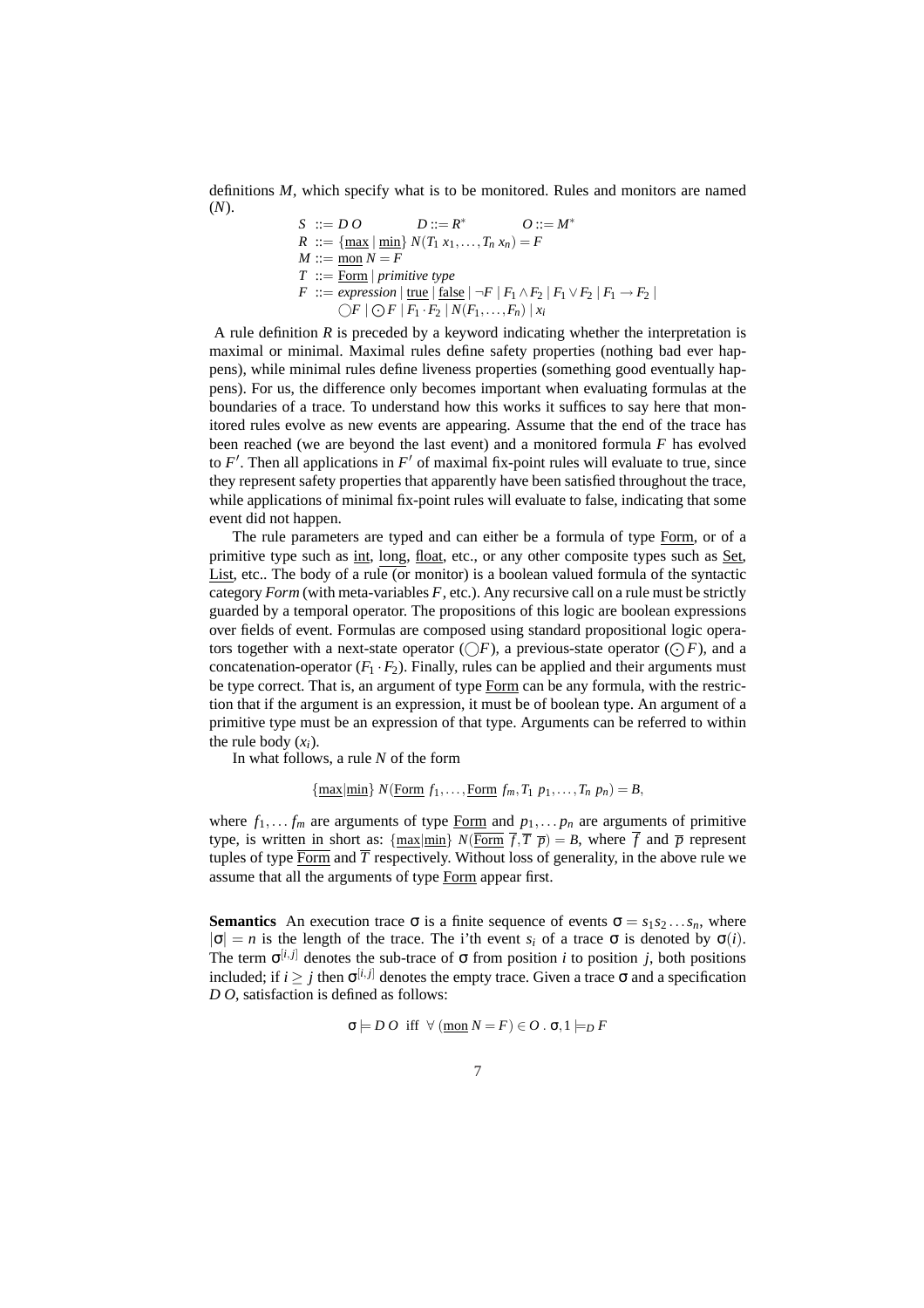definitions $M$, which specify what is to be monitored. Rules and monitors are named ($N$).

$$
\begin{array}{l}
S \ ::= D\ O \qquad D ::= R^* \qquad O ::= M^* \\
R \ ::= \{\underline{\text{max}} \mid \underline{\text{min}}\}\ N(T_1\ x_1, \ldots, T_n\ x_n) = F \\
M ::= \underline{\text{mon}}\ N = F \\
T \ ::= \underline{\text{Form}} \mid \textit{primitive type} \\
F \ ::= \textit{expression} \mid \underline{\text{true}} \mid \underline{\text{false}} \mid \neg F \mid F_1 \wedge F_2 \mid F_1 \vee F_2 \mid F_1 \rightarrow F_2 \mid \\
\qquad \bigcirc F \mid \odot F \mid F_1 \cdot F_2 \mid N(F_1, \ldots, F_n) \mid x_i
\end{array}
$$

A rule definition $R$ is preceded by a keyword indicating whether the interpretation is maximal or minimal. Maximal rules define safety properties (nothing bad ever happens), while minimal rules define liveness properties (something good eventually happens). For us, the difference only becomes important when evaluating formulas at the boundaries of a trace. To understand how this works it suffices to say here that monitored rules evolve as new events are appearing. Assume that the end of the trace has been reached (we are beyond the last event) and a monitored formula $F$ has evolved to $F'$. Then all applications in $F'$ of maximal fix-point rules will evaluate to true, since they represent safety properties that apparently have been satisfied throughout the trace, while applications of minimal fix-point rules will evaluate to false, indicating that some event did not happen.

The rule parameters are typed and can either be a formula of type Form, or of a primitive type such as int, long, float, etc., or any other composite types such as Set, List, etc.. The body of a rule (or monitor) is a boolean valued formula of the syntactic category *Form* (with meta-variables $F$, etc.). Any recursive call on a rule must be strictly guarded by a temporal operator. The propositions of this logic are boolean expressions over fields of event. Formulas are composed using standard propositional logic operators together with a next-state operator ($\bigcirc F$), a previous-state operator ($\odot F$), and a concatenation-operator ($F_1 \cdot F_2$). Finally, rules can be applied and their arguments must be type correct. That is, an argument of type Form can be any formula, with the restriction that if the argument is an expression, it must be of boolean type. An argument of a primitive type must be an expression of that type. Arguments can be referred to within the rule body ($x_i$).

In what follows, a rule $N$ of the form

$$\{\underline{\text{max}}|\underline{\text{min}}\}\ N(\underline{\text{Form}}\ f_1, \ldots, \underline{\text{Form}}\ f_m, T_1\ p_1, \ldots, T_n\ p_n) = B,$$

where $f_1, \ldots f_m$ are arguments of type Form and $p_1, \ldots p_n$ are arguments of primitive type, is written in short as: $\{\underline{\text{max}}|\underline{\text{min}}\}\ N(\overline{\underline{\text{Form}}}\ \overline{f}, \overline{T}\ \overline{p}) = B$, where $\overline{f}$ and $\overline{p}$ represent tuples of type $\overline{\underline{\text{Form}}}$ and $\overline{T}$ respectively. Without loss of generality, in the above rule we assume that all the arguments of type Form appear first.

**Semantics** An execution trace $\sigma$ is a finite sequence of events $\sigma = s_1 s_2 \ldots s_n$, where $|\sigma| = n$ is the length of the trace. The i'th event $s_i$ of a trace $\sigma$ is denoted by $\sigma(i)$. The term $\sigma^{[i,j]}$ denotes the sub-trace of $\sigma$ from position $i$ to position $j$, both positions included; if $i \geq j$ then $\sigma^{[i,j]}$ denotes the empty trace. Given a trace $\sigma$ and a specification $D\ O$, satisfaction is defined as follows:

$$\sigma \models D\ O \ \text{ iff } \ \forall\ (\underline{\text{mon}}\ N = F) \in O\ .\ \sigma, 1 \models_D F$$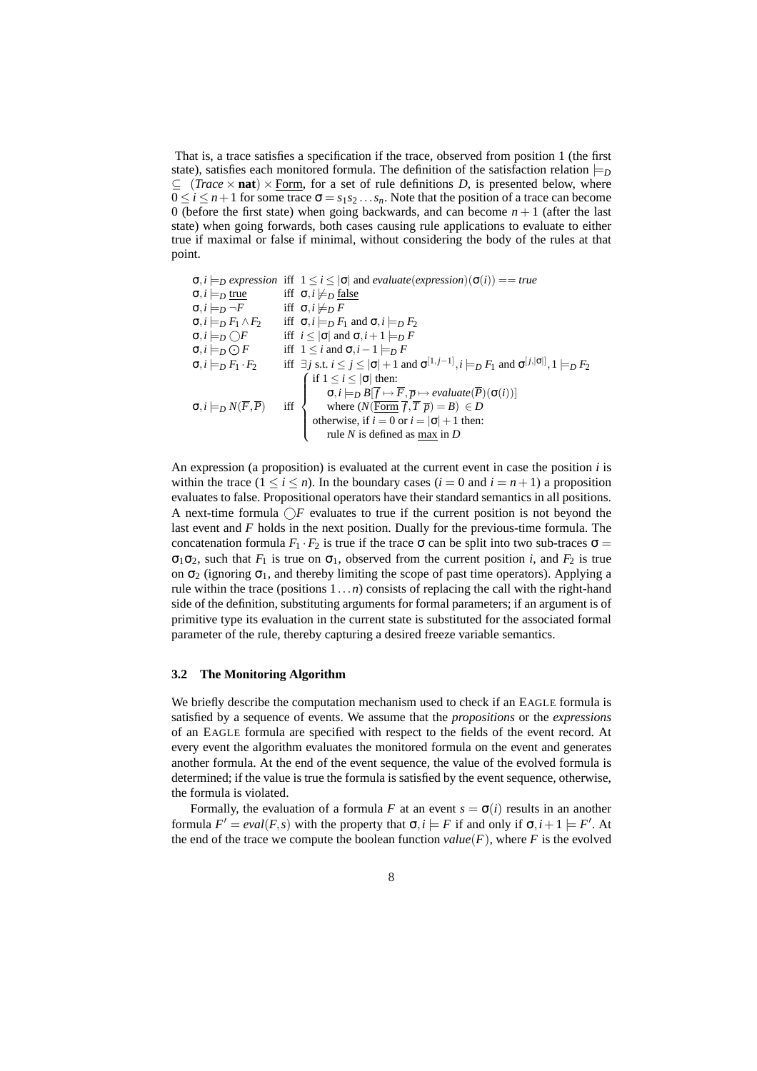That is, a trace satisfies a specification if the trace, observed from position 1 (the first state), satisfies each monitored formula. The definition of the satisfaction relation $\models_D \subseteq (Trace \times \mathbf{nat}) \times \underline{\text{Form}}$, for a set of rule definitions $D$, is presented below, where $0 \leq i \leq n+1$ for some trace $\sigma = s_1 s_2 \ldots s_n$. Note that the position of a trace can become 0 (before the first state) when going backwards, and can become $n+1$ (after the last state) when going forwards, both cases causing rule applications to evaluate to either true if maximal or false if minimal, without considering the body of the rules at that point.

$$
\begin{array}{lll}
\sigma, i \models_D expression & \text{iff} & 1 \leq i \leq |\sigma| \text{ and } evaluate(expression)(\sigma(i)) == true \\
\sigma, i \models_D \underline{\text{true}} & \text{iff} & \sigma, i \not\models_D \underline{\text{false}} \\
\sigma, i \models_D \neg F & \text{iff} & \sigma, i \not\models_D F \\
\sigma, i \models_D F_1 \wedge F_2 & \text{iff} & \sigma, i \models_D F_1 \text{ and } \sigma, i \models_D F_2 \\
\sigma, i \models_D \bigcirc F & \text{iff} & i \leq |\sigma| \text{ and } \sigma, i+1 \models_D F \\
\sigma, i \models_D \odot F & \text{iff} & 1 \leq i \text{ and } \sigma, i-1 \models_D F \\
\sigma, i \models_D F_1 \cdot F_2 & \text{iff} & \exists j \text{ s.t. } i \leq j \leq |\sigma|+1 \text{ and } \sigma^{[1,j-1]}, i \models_D F_1 \text{ and } \sigma^{[j,|\sigma|]}, 1 \models_D F_2 \\
\sigma, i \models_D N(\overline{F}, \overline{P}) & \text{iff} & \left\{ \begin{array}{l} \text{if } 1 \leq i \leq |\sigma| \text{ then:} \\ \quad \sigma, i \models_D B[\overline{f} \mapsto \overline{F}, \overline{p} \mapsto evaluate(\overline{P})(\sigma(i))] \\ \quad \text{where } (N(\underline{\text{Form}}\ \overline{f}, \overline{T}\ \overline{p}) = B) \in D \\ \text{otherwise, if } i = 0 \text{ or } i = |\sigma|+1 \text{ then:} \\ \quad \text{rule } N \text{ is defined as } \underline{\text{max}} \text{ in } D \end{array} \right.
\end{array}
$$

An expression (a proposition) is evaluated at the current event in case the position $i$ is within the trace ($1 \leq i \leq n$). In the boundary cases ($i = 0$ and $i = n+1$) a proposition evaluates to false. Propositional operators have their standard semantics in all positions. A next-time formula $\bigcirc F$ evaluates to true if the current position is not beyond the last event and $F$ holds in the next position. Dually for the previous-time formula. The concatenation formula $F_1 \cdot F_2$ is true if the trace $\sigma$ can be split into two sub-traces $\sigma = \sigma_1 \sigma_2$, such that $F_1$ is true on $\sigma_1$, observed from the current position $i$, and $F_2$ is true on $\sigma_2$ (ignoring $\sigma_1$, and thereby limiting the scope of past time operators). Applying a rule within the trace (positions $1 \ldots n$) consists of replacing the call with the right-hand side of the definition, substituting arguments for formal parameters; if an argument is of primitive type its evaluation in the current state is substituted for the associated formal parameter of the rule, thereby capturing a desired freeze variable semantics.

### 3.2 The Monitoring Algorithm

We briefly describe the computation mechanism used to check if an EAGLE formula is satisfied by a sequence of events. We assume that the *propositions* or the *expressions* of an EAGLE formula are specified with respect to the fields of the event record. At every event the algorithm evaluates the monitored formula on the event and generates another formula. At the end of the event sequence, the value of the evolved formula is determined; if the value is true the formula is satisfied by the event sequence, otherwise, the formula is violated.

Formally, the evaluation of a formula $F$ at an event $s = \sigma(i)$ results in an another formula $F' = eval(F, s)$ with the property that $\sigma, i \models F$ if and only if $\sigma, i+1 \models F'$. At the end of the trace we compute the boolean function $value(F)$, where $F$ is the evolved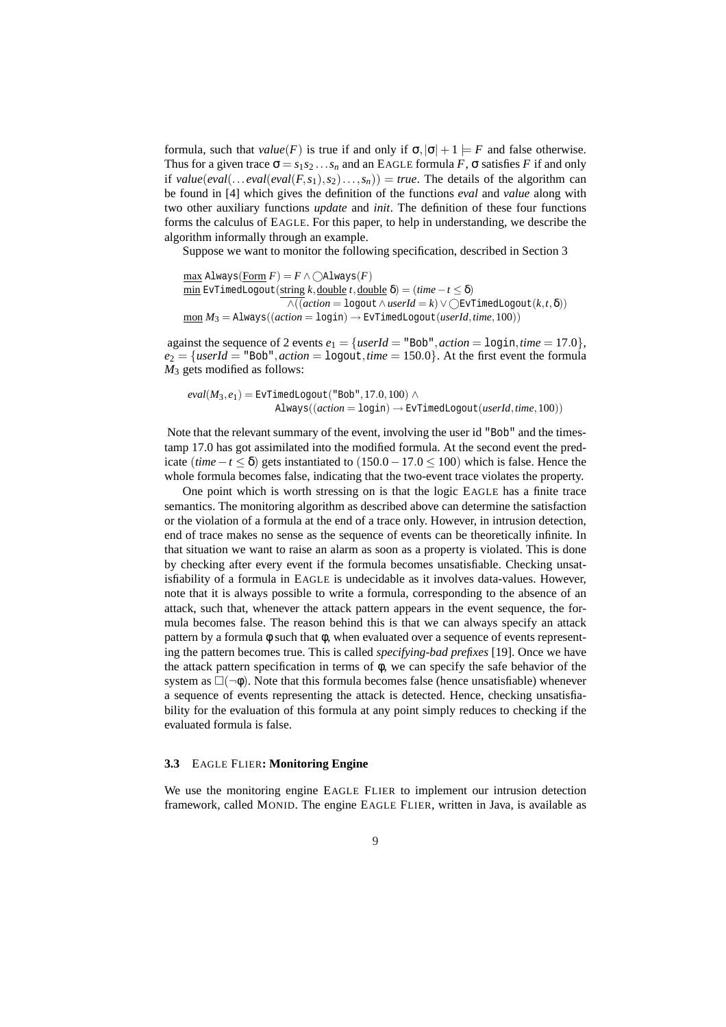formula, such that $value(F)$ is true if and only if $\sigma, |\sigma|+1 \models F$ and false otherwise. Thus for a given trace $\sigma = s_1 s_2 \ldots s_n$ and an EAGLE formula $F$, $\sigma$ satisfies $F$ if and only if $value(eval(\ldots eval(eval(F, s_1), s_2) \ldots, s_n)) = true$. The details of the algorithm can be found in [4] which gives the definition of the functions *eval* and *value* along with two other auxiliary functions *update* and *init*. The definition of these four functions forms the calculus of EAGLE. For this paper, to help in understanding, we describe the algorithm informally through an example.

Suppose we want to monitor the following specification, described in Section 3

$$
\begin{aligned}
&\underline{\text{max}}\ \texttt{Always}(\underline{\text{Form}}\ F) = F \wedge \bigcirc\texttt{Always}(F) \\
&\underline{\text{min}}\ \texttt{EvTimedLogout}(\underline{\text{string}}\ k, \underline{\text{double}}\ t, \underline{\text{double}}\ \delta) = (time - t \leq \delta) \\
&\qquad \wedge((action = \texttt{logout} \wedge userId = k) \vee \bigcirc\texttt{EvTimedLogout}(k, t, \delta)) \\
&\underline{\text{mon}}\ M_3 = \texttt{Always}((action = \texttt{login}) \rightarrow \texttt{EvTimedLogout}(userId, time, 100))
\end{aligned}
$$

against the sequence of 2 events $e_1 = \{userId = \texttt{"Bob"}, action = \texttt{login}, time = 17.0\}$, $e_2 = \{userId = \texttt{"Bob"}, action = \texttt{logout}, time = 150.0\}$. At the first event the formula $M_3$ gets modified as follows:

$$
\begin{aligned}
eval(M_3, e_1) = &\ \texttt{EvTimedLogout}(\texttt{"Bob"}, 17.0, 100) \wedge \\
&\ \texttt{Always}((action = \texttt{login}) \rightarrow \texttt{EvTimedLogout}(userId, time, 100))
\end{aligned}
$$

Note that the relevant summary of the event, involving the user id "Bob" and the timestamp 17.0 has got assimilated into the modified formula. At the second event the predicate $(time - t \leq \delta)$ gets instantiated to $(150.0 - 17.0 \leq 100)$ which is false. Hence the whole formula becomes false, indicating that the two-event trace violates the property.

One point which is worth stressing on is that the logic EAGLE has a finite trace semantics. The monitoring algorithm as described above can determine the satisfaction or the violation of a formula at the end of a trace only. However, in intrusion detection, end of trace makes no sense as the sequence of events can be theoretically infinite. In that situation we want to raise an alarm as soon as a property is violated. This is done by checking after every event if the formula becomes unsatisfiable. Checking unsatisfiability of a formula in EAGLE is undecidable as it involves data-values. However, note that it is always possible to write a formula, corresponding to the absence of an attack, such that, whenever the attack pattern appears in the event sequence, the formula becomes false. The reason behind this is that we can always specify an attack pattern by a formula $\phi$ such that $\phi$, when evaluated over a sequence of events representing the pattern becomes true. This is called *specifying-bad prefixes* [19]. Once we have the attack pattern specification in terms of $\phi$, we can specify the safe behavior of the system as $\Box(\neg\phi)$. Note that this formula becomes false (hence unsatisfiable) whenever a sequence of events representing the attack is detected. Hence, checking unsatisfiability for the evaluation of this formula at any point simply reduces to checking if the evaluated formula is false.

### 3.3 EAGLE FLIER: Monitoring Engine

We use the monitoring engine EAGLE FLIER to implement our intrusion detection framework, called MONID. The engine EAGLE FLIER, written in Java, is available as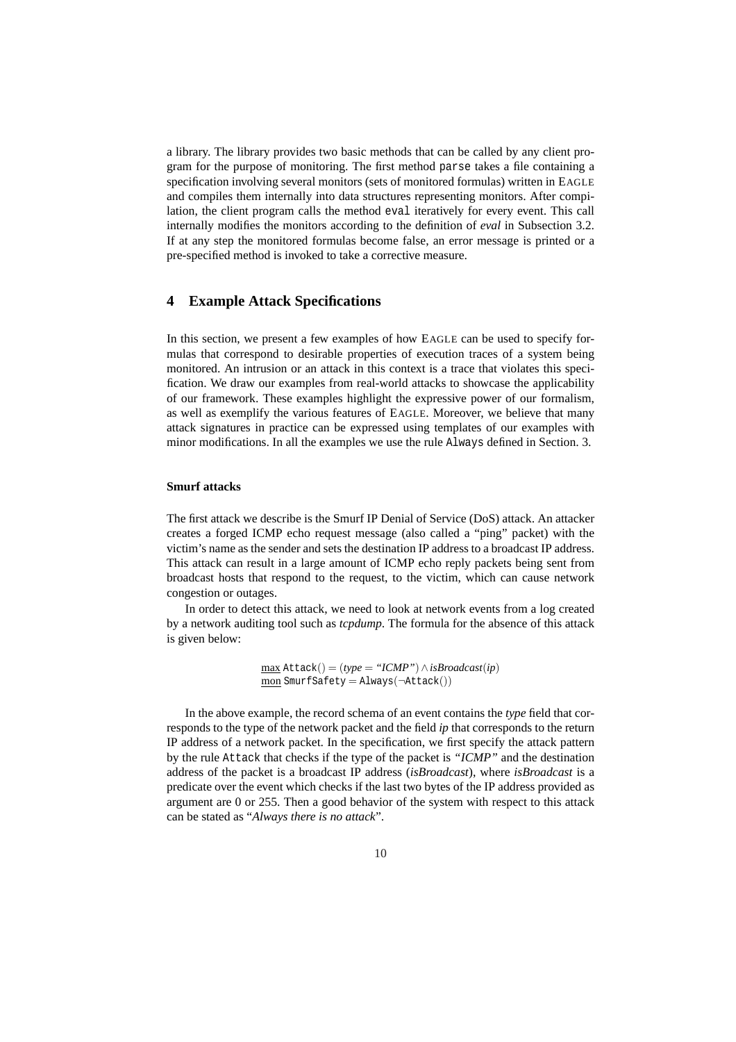a library. The library provides two basic methods that can be called by any client program for the purpose of monitoring. The first method `parse` takes a file containing a specification involving several monitors (sets of monitored formulas) written in EAGLE and compiles them internally into data structures representing monitors. After compilation, the client program calls the method `eval` iteratively for every event. This call internally modifies the monitors according to the definition of *eval* in Subsection 3.2. If at any step the monitored formulas become false, an error message is printed or a pre-specified method is invoked to take a corrective measure.

## 4 Example Attack Specifications

In this section, we present a few examples of how EAGLE can be used to specify formulas that correspond to desirable properties of execution traces of a system being monitored. An intrusion or an attack in this context is a trace that violates this specification. We draw our examples from real-world attacks to showcase the applicability of our framework. These examples highlight the expressive power of our formalism, as well as exemplify the various features of EAGLE. Moreover, we believe that many attack signatures in practice can be expressed using templates of our examples with minor modifications. In all the examples we use the rule `Always` defined in Section. 3.

#### Smurf attacks

The first attack we describe is the Smurf IP Denial of Service (DoS) attack. An attacker creates a forged ICMP echo request message (also called a "ping" packet) with the victim's name as the sender and sets the destination IP address to a broadcast IP address. This attack can result in a large amount of ICMP echo reply packets being sent from broadcast hosts that respond to the request, to the victim, which can cause network congestion or outages.

In order to detect this attack, we need to look at network events from a log created by a network auditing tool such as *tcpdump*. The formula for the absence of this attack is given below:

$$\underline{\text{max}}\ \texttt{Attack}() = (type = \text{“}ICMP\text{”}) \wedge isBroadcast(ip)$$
$$\underline{\text{mon}}\ \texttt{SmurfSafety} = \texttt{Always}(\neg \texttt{Attack}())$$

In the above example, the record schema of an event contains the *type* field that corresponds to the type of the network packet and the field *ip* that corresponds to the return IP address of a network packet. In the specification, we first specify the attack pattern by the rule `Attack` that checks if the type of the packet is *"ICMP"* and the destination address of the packet is a broadcast IP address (*isBroadcast*), where *isBroadcast* is a predicate over the event which checks if the last two bytes of the IP address provided as argument are 0 or 255. Then a good behavior of the system with respect to this attack can be stated as "*Always there is no attack*".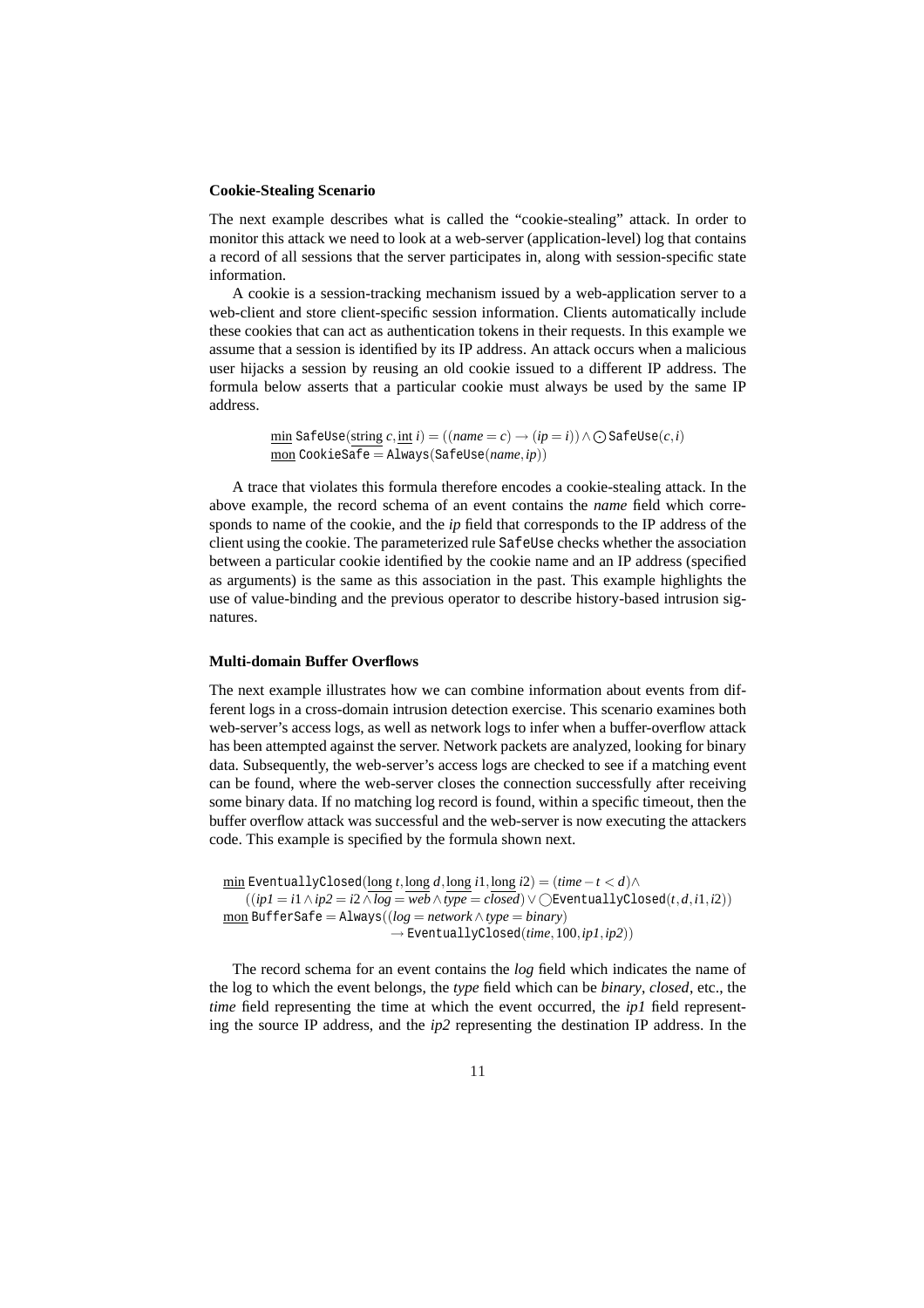**Cookie-Stealing Scenario**

The next example describes what is called the "cookie-stealing" attack. In order to monitor this attack we need to look at a web-server (application-level) log that contains a record of all sessions that the server participates in, along with session-specific state information.

A cookie is a session-tracking mechanism issued by a web-application server to a web-client and store client-specific session information. Clients automatically include these cookies that can act as authentication tokens in their requests. In this example we assume that a session is identified by its IP address. An attack occurs when a malicious user hijacks a session by reusing an old cookie issued to a different IP address. The formula below asserts that a particular cookie must always be used by the same IP address.

$$\begin{array}{l}\underline{\text{min}}\ \texttt{SafeUse}(\underline{\text{string}}\ c, \underline{\text{int}}\ i) = ((name = c) \rightarrow (ip = i)) \wedge \odot\, \texttt{SafeUse}(c, i) \\ \underline{\text{mon}}\ \texttt{CookieSafe} = \texttt{Always}(\texttt{SafeUse}(name, ip))\end{array}$$

A trace that violates this formula therefore encodes a cookie-stealing attack. In the above example, the record schema of an event contains the *name* field which corresponds to name of the cookie, and the *ip* field that corresponds to the IP address of the client using the cookie. The parameterized rule `SafeUse` checks whether the association between a particular cookie identified by the cookie name and an IP address (specified as arguments) is the same as this association in the past. This example highlights the use of value-binding and the previous operator to describe history-based intrusion signatures.

**Multi-domain Buffer Overflows**

The next example illustrates how we can combine information about events from different logs in a cross-domain intrusion detection exercise. This scenario examines both web-server's access logs, as well as network logs to infer when a buffer-overflow attack has been attempted against the server. Network packets are analyzed, looking for binary data. Subsequently, the web-server's access logs are checked to see if a matching event can be found, where the web-server closes the connection successfully after receiving some binary data. If no matching log record is found, within a specific timeout, then the buffer overflow attack was successful and the web-server is now executing the attackers code. This example is specified by the formula shown next.

$$\begin{array}{l}\underline{\text{min}}\ \texttt{EventuallyClosed}(\underline{\text{long}}\ t, \underline{\text{long}}\ d, \underline{\text{long}}\ i1, \underline{\text{long}}\ i2) = (time - t < d) \wedge \\ \quad ((ip1 = i1 \wedge ip2 = i2 \wedge log = web \wedge type = closed) \vee \bigcirc \texttt{EventuallyClosed}(t, d, i1, i2)) \\ \underline{\text{mon}}\ \texttt{BufferSafe} = \texttt{Always}((log = network \wedge type = binary) \\ \qquad\qquad\qquad\qquad \rightarrow \texttt{EventuallyClosed}(time, 100, ip1, ip2))\end{array}$$

The record schema for an event contains the *log* field which indicates the name of the log to which the event belongs, the *type* field which can be *binary*, *closed*, etc., the *time* field representing the time at which the event occurred, the *ip1* field representing the source IP address, and the *ip2* representing the destination IP address. In the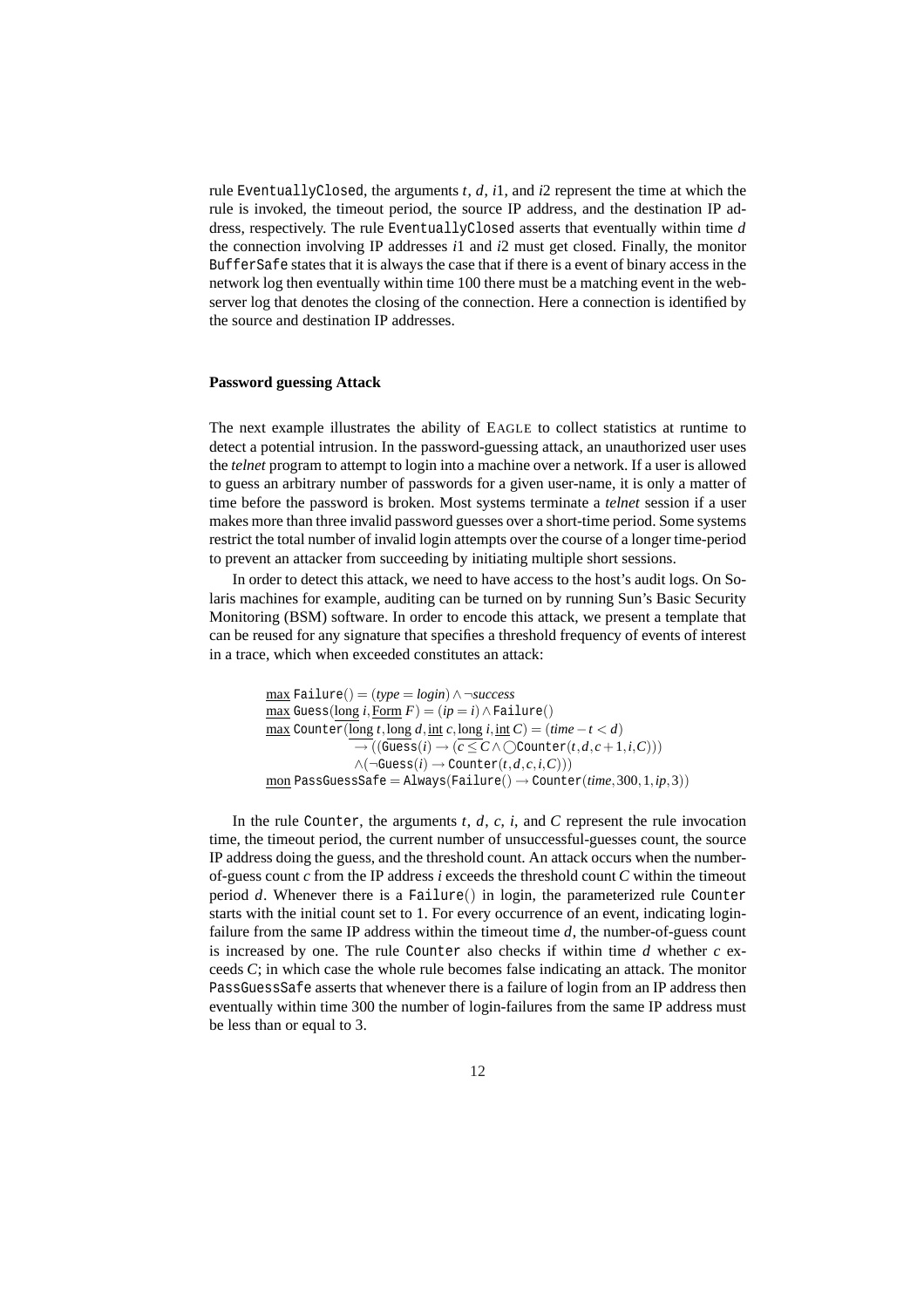rule EventuallyClosed, the arguments $t$, $d$, $i1$, and $i2$ represent the time at which the rule is invoked, the timeout period, the source IP address, and the destination IP address, respectively. The rule EventuallyClosed asserts that eventually within time $d$ the connection involving IP addresses $i1$ and $i2$ must get closed. Finally, the monitor BufferSafe states that it is always the case that if there is a event of binary access in the network log then eventually within time 100 there must be a matching event in the webserver log that denotes the closing of the connection. Here a connection is identified by the source and destination IP addresses.

**Password guessing Attack**

The next example illustrates the ability of EAGLE to collect statistics at runtime to detect a potential intrusion. In the password-guessing attack, an unauthorized user uses the *telnet* program to attempt to login into a machine over a network. If a user is allowed to guess an arbitrary number of passwords for a given user-name, it is only a matter of time before the password is broken. Most systems terminate a *telnet* session if a user makes more than three invalid password guesses over a short-time period. Some systems restrict the total number of invalid login attempts over the course of a longer time-period to prevent an attacker from succeeding by initiating multiple short sessions.

In order to detect this attack, we need to have access to the host's audit logs. On Solaris machines for example, auditing can be turned on by running Sun's Basic Security Monitoring (BSM) software. In order to encode this attack, we present a template that can be reused for any signature that specifies a threshold frequency of events of interest in a trace, which when exceeded constitutes an attack:

$$
\begin{aligned}
&\underline{\text{max}}\ \texttt{Failure}() = (\textit{type} = \textit{login}) \wedge \neg \textit{success} \\
&\underline{\text{max}}\ \texttt{Guess}(\underline{\text{long}}\ i, \underline{\text{Form}}\ F) = (\textit{ip} = i) \wedge \texttt{Failure}() \\
&\underline{\text{max}}\ \texttt{Counter}(\underline{\text{long}}\ t, \underline{\text{long}}\ d, \underline{\text{int}}\ c, \underline{\text{long}}\ i, \underline{\text{int}}\ C) = (\textit{time} - t < d) \\
&\qquad\qquad \rightarrow ((\texttt{Guess}(i) \rightarrow (c \leq C \wedge \bigcirc \texttt{Counter}(t, d, c+1, i, C))) \\
&\qquad\qquad \wedge (\neg \texttt{Guess}(i) \rightarrow \texttt{Counter}(t, d, c, i, C))) \\
&\underline{\text{mon}}\ \texttt{PassGuessSafe} = \texttt{Always}(\texttt{Failure}() \rightarrow \texttt{Counter}(\textit{time}, 300, 1, \textit{ip}, 3))
\end{aligned}
$$

In the rule Counter, the arguments $t$, $d$, $c$, $i$, and $C$ represent the rule invocation time, the timeout period, the current number of unsuccessful-guesses count, the source IP address doing the guess, and the threshold count. An attack occurs when the number-of-guess count $c$ from the IP address $i$ exceeds the threshold count $C$ within the timeout period $d$. Whenever there is a Failure() in login, the parameterized rule Counter starts with the initial count set to 1. For every occurrence of an event, indicating login-failure from the same IP address within the timeout time $d$, the number-of-guess count is increased by one. The rule Counter also checks if within time $d$ whether $c$ exceeds $C$; in which case the whole rule becomes false indicating an attack. The monitor PassGuessSafe asserts that whenever there is a failure of login from an IP address then eventually within time 300 the number of login-failures from the same IP address must be less than or equal to 3.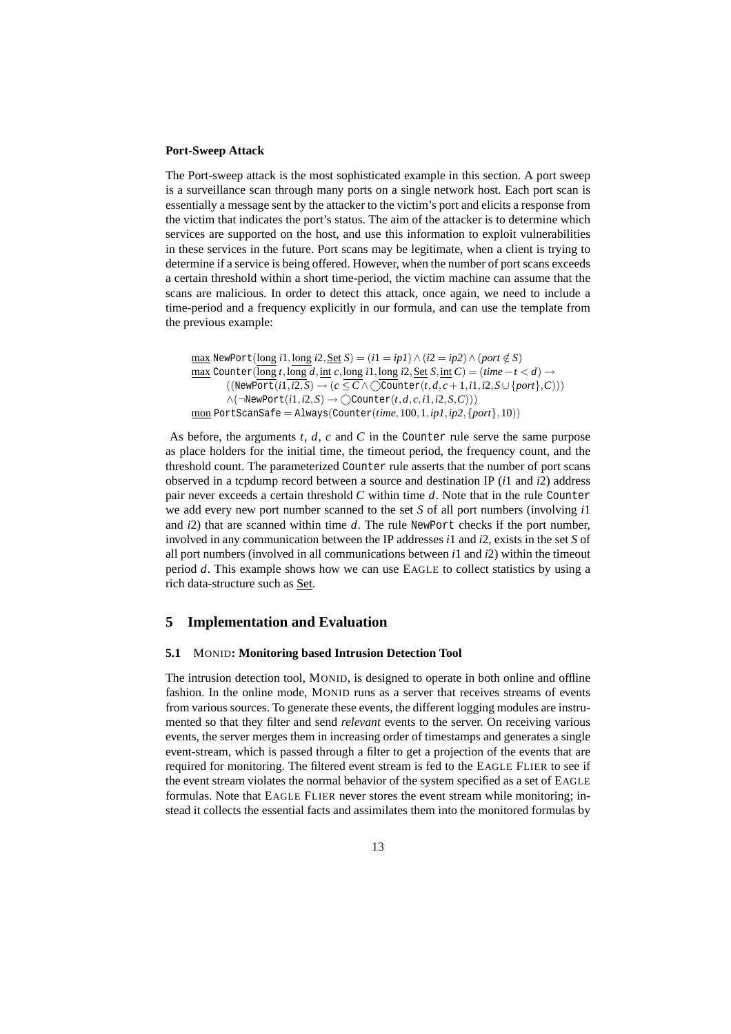**Port-Sweep Attack**

The Port-sweep attack is the most sophisticated example in this section. A port sweep is a surveillance scan through many ports on a single network host. Each port scan is essentially a message sent by the attacker to the victim's port and elicits a response from the victim that indicates the port's status. The aim of the attacker is to determine which services are supported on the host, and use this information to exploit vulnerabilities in these services in the future. Port scans may be legitimate, when a client is trying to determine if a service is being offered. However, when the number of port scans exceeds a certain threshold within a short time-period, the victim machine can assume that the scans are malicious. In order to detect this attack, once again, we need to include a time-period and a frequency explicitly in our formula, and can use the template from the previous example:

$$
\begin{array}{l}
\underline{\text{max}}\ \texttt{NewPort}(\underline{\text{long}}\ i1, \underline{\text{long}}\ i2, \underline{\text{Set}}\ S) = (i1 = ip1) \wedge (i2 = ip2) \wedge (port \notin S) \\
\underline{\text{max}}\ \texttt{Counter}(\underline{\text{long}}\ t, \underline{\text{long}}\ d, \underline{\text{int}}\ c, \underline{\text{long}}\ i1, \underline{\text{long}}\ i2, \underline{\text{Set}}\ S, \underline{\text{int}}\ C) = (time - t < d) \rightarrow \\
\qquad ((\texttt{NewPort}(i1, i2, S) \rightarrow (c \leq C \wedge \bigcirc \texttt{Counter}(t, d, c+1, i1, i2, S \cup \{port\}, C))) \\
\qquad \wedge (\neg \texttt{NewPort}(i1, i2, S) \rightarrow \bigcirc \texttt{Counter}(t, d, c, i1, i2, S, C))) \\
\underline{\text{mon}}\ \texttt{PortScanSafe} = \texttt{Always}(\texttt{Counter}(time, 100, 1, ip1, ip2, \{port\}, 10))
\end{array}
$$

As before, the arguments $t$, $d$, $c$ and $C$ in the Counter rule serve the same purpose as place holders for the initial time, the timeout period, the frequency count, and the threshold count. The parameterized Counter rule asserts that the number of port scans observed in a tcpdump record between a source and destination IP ($i1$ and $i2$) address pair never exceeds a certain threshold $C$ within time $d$. Note that in the rule Counter we add every new port number scanned to the set $S$ of all port numbers (involving $i1$ and $i2$) that are scanned within time $d$. The rule NewPort checks if the port number, involved in any communication between the IP addresses $i1$ and $i2$, exists in the set $S$ of all port numbers (involved in all communications between $i1$ and $i2$) within the timeout period $d$. This example shows how we can use EAGLE to collect statistics by using a rich data-structure such as Set.

## 5 Implementation and Evaluation

### 5.1 MONID: Monitoring based Intrusion Detection Tool

The intrusion detection tool, MONID, is designed to operate in both online and offline fashion. In the online mode, MONID runs as a server that receives streams of events from various sources. To generate these events, the different logging modules are instrumented so that they filter and send *relevant* events to the server. On receiving various events, the server merges them in increasing order of timestamps and generates a single event-stream, which is passed through a filter to get a projection of the events that are required for monitoring. The filtered event stream is fed to the EAGLE FLIER to see if the event stream violates the normal behavior of the system specified as a set of EAGLE formulas. Note that EAGLE FLIER never stores the event stream while monitoring; instead it collects the essential facts and assimilates them into the monitored formulas by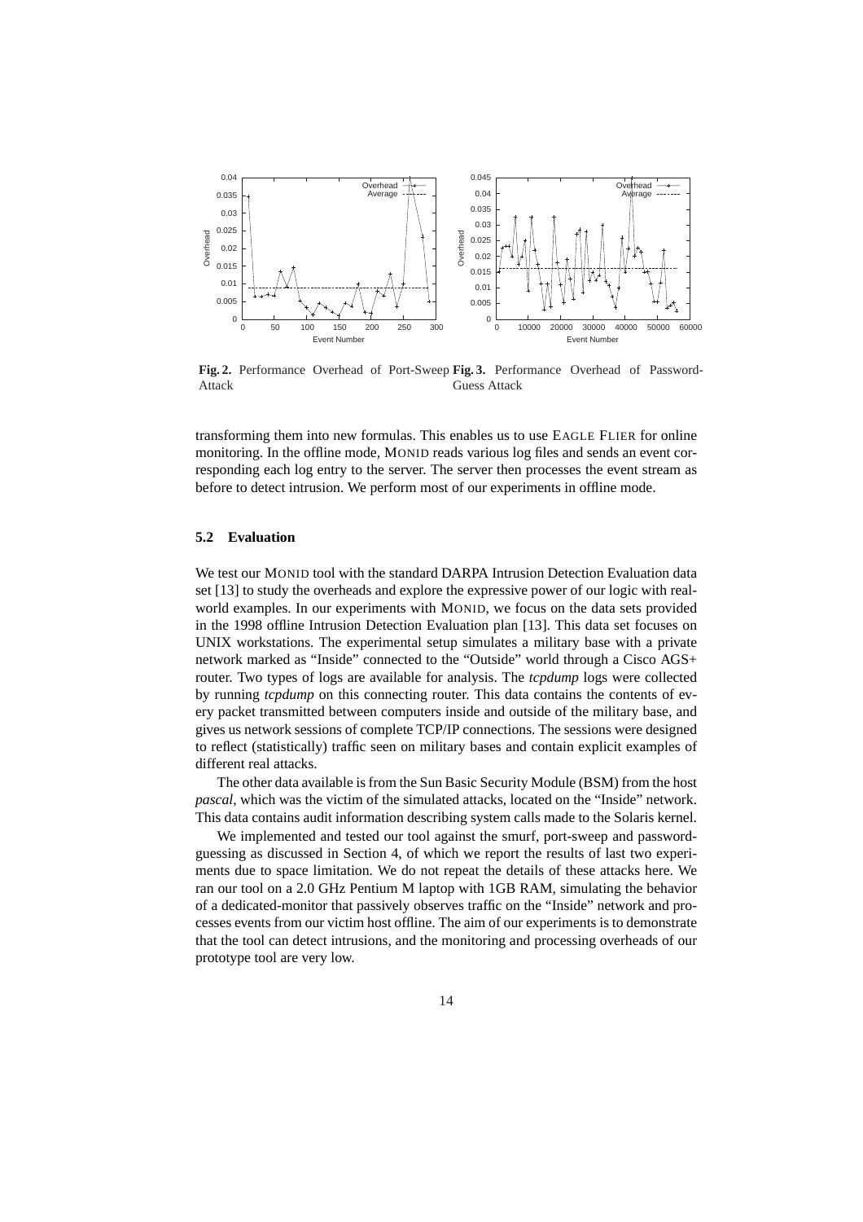**Fig. 2.** Performance Overhead of Port-Sweep Attack

**Fig. 3.** Performance Overhead of Password-Guess Attack

transforming them into new formulas. This enables us to use EAGLE FLIER for online monitoring. In the offline mode, MONID reads various log files and sends an event corresponding each log entry to the server. The server then processes the event stream as before to detect intrusion. We perform most of our experiments in offline mode.

### 5.2 Evaluation

We test our MONID tool with the standard DARPA Intrusion Detection Evaluation data set [13] to study the overheads and explore the expressive power of our logic with real-world examples. In our experiments with MONID, we focus on the data sets provided in the 1998 offline Intrusion Detection Evaluation plan [13]. This data set focuses on UNIX workstations. The experimental setup simulates a military base with a private network marked as "Inside" connected to the "Outside" world through a Cisco AGS+ router. Two types of logs are available for analysis. The *tcpdump* logs were collected by running *tcpdump* on this connecting router. This data contains the contents of every packet transmitted between computers inside and outside of the military base, and gives us network sessions of complete TCP/IP connections. The sessions were designed to reflect (statistically) traffic seen on military bases and contain explicit examples of different real attacks.

The other data available is from the Sun Basic Security Module (BSM) from the host *pascal*, which was the victim of the simulated attacks, located on the "Inside" network. This data contains audit information describing system calls made to the Solaris kernel.

We implemented and tested our tool against the smurf, port-sweep and password-guessing as discussed in Section 4, of which we report the results of last two experiments due to space limitation. We do not repeat the details of these attacks here. We ran our tool on a 2.0 GHz Pentium M laptop with 1GB RAM, simulating the behavior of a dedicated-monitor that passively observes traffic on the "Inside" network and processes events from our victim host offline. The aim of our experiments is to demonstrate that the tool can detect intrusions, and the monitoring and processing overheads of our prototype tool are very low.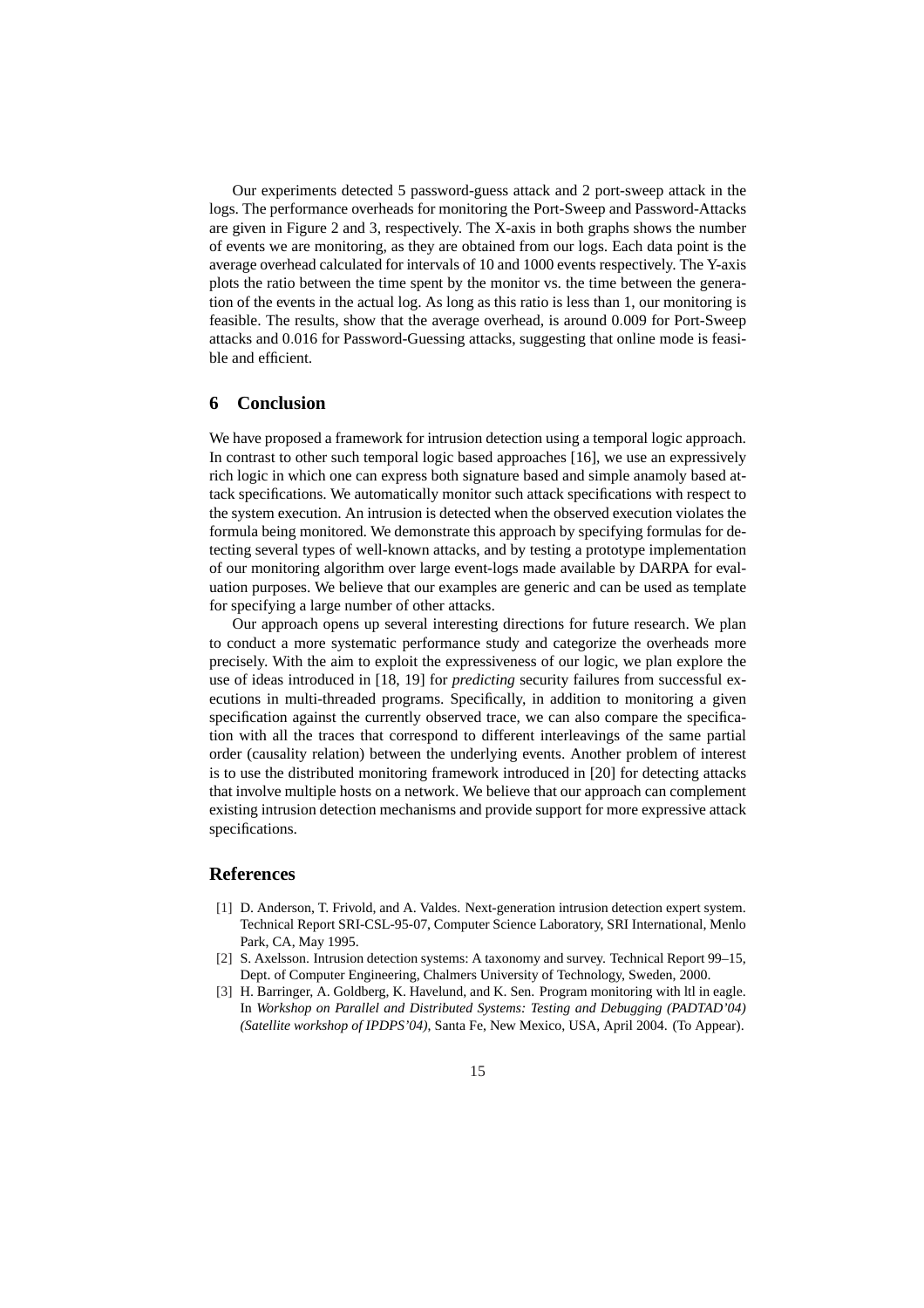Our experiments detected 5 password-guess attack and 2 port-sweep attack in the logs. The performance overheads for monitoring the Port-Sweep and Password-Attacks are given in Figure 2 and 3, respectively. The X-axis in both graphs shows the number of events we are monitoring, as they are obtained from our logs. Each data point is the average overhead calculated for intervals of 10 and 1000 events respectively. The Y-axis plots the ratio between the time spent by the monitor vs. the time between the generation of the events in the actual log. As long as this ratio is less than 1, our monitoring is feasible. The results, show that the average overhead, is around 0.009 for Port-Sweep attacks and 0.016 for Password-Guessing attacks, suggesting that online mode is feasible and efficient.

## 6 Conclusion

We have proposed a framework for intrusion detection using a temporal logic approach. In contrast to other such temporal logic based approaches [16], we use an expressively rich logic in which one can express both signature based and simple anamoly based attack specifications. We automatically monitor such attack specifications with respect to the system execution. An intrusion is detected when the observed execution violates the formula being monitored. We demonstrate this approach by specifying formulas for detecting several types of well-known attacks, and by testing a prototype implementation of our monitoring algorithm over large event-logs made available by DARPA for evaluation purposes. We believe that our examples are generic and can be used as template for specifying a large number of other attacks.

Our approach opens up several interesting directions for future research. We plan to conduct a more systematic performance study and categorize the overheads more precisely. With the aim to exploit the expressiveness of our logic, we plan explore the use of ideas introduced in [18, 19] for *predicting* security failures from successful executions in multi-threaded programs. Specifically, in addition to monitoring a given specification against the currently observed trace, we can also compare the specification with all the traces that correspond to different interleavings of the same partial order (causality relation) between the underlying events. Another problem of interest is to use the distributed monitoring framework introduced in [20] for detecting attacks that involve multiple hosts on a network. We believe that our approach can complement existing intrusion detection mechanisms and provide support for more expressive attack specifications.

## References

1. D. Anderson, T. Frivold, and A. Valdes. Next-generation intrusion detection expert system. Technical Report SRI-CSL-95-07, Computer Science Laboratory, SRI International, Menlo Park, CA, May 1995.
2. S. Axelsson. Intrusion detection systems: A taxonomy and survey. Technical Report 99–15, Dept. of Computer Engineering, Chalmers University of Technology, Sweden, 2000.
3. H. Barringer, A. Goldberg, K. Havelund, and K. Sen. Program monitoring with ltl in eagle. In *Workshop on Parallel and Distributed Systems: Testing and Debugging (PADTAD'04) (Satellite workshop of IPDPS'04)*, Santa Fe, New Mexico, USA, April 2004. (To Appear).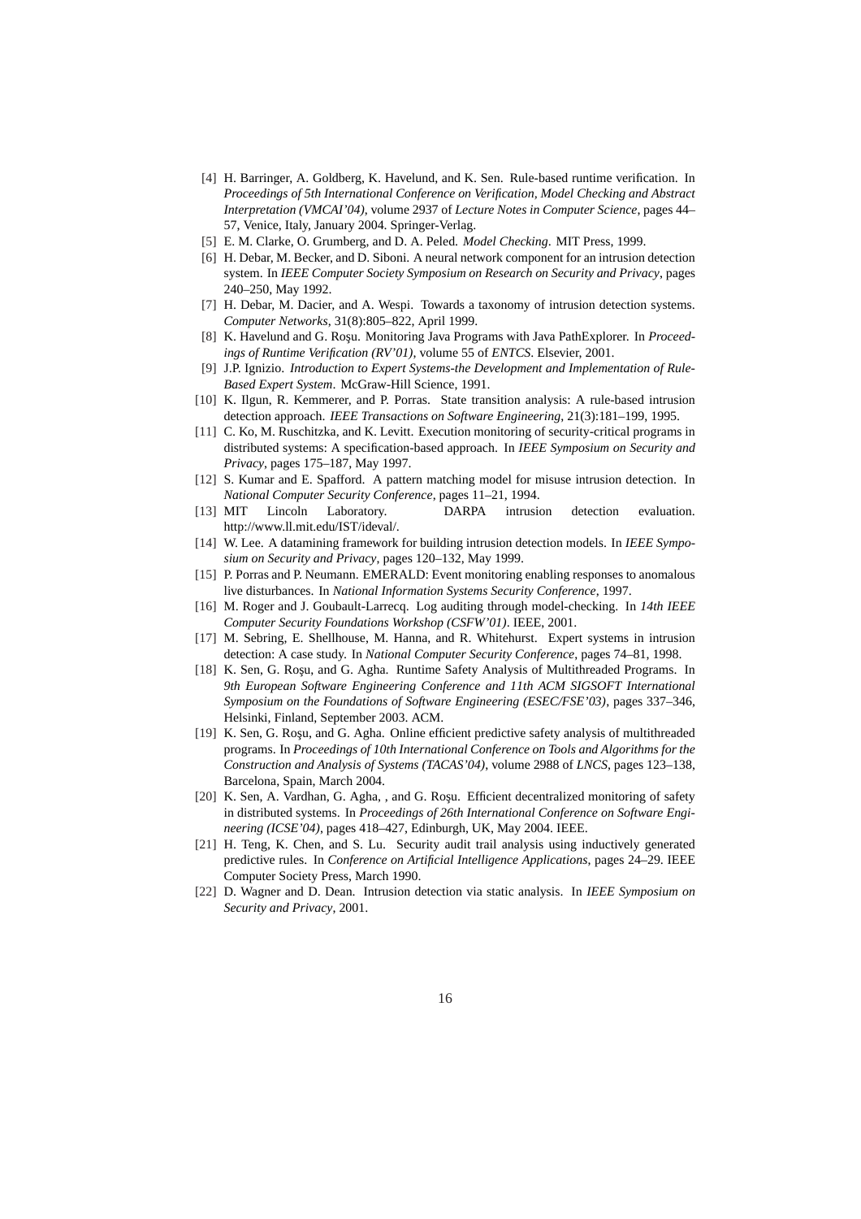[4] H. Barringer, A. Goldberg, K. Havelund, and K. Sen. Rule-based runtime verification. In *Proceedings of 5th International Conference on Verification, Model Checking and Abstract Interpretation (VMCAI'04)*, volume 2937 of *Lecture Notes in Computer Science*, pages 44–57, Venice, Italy, January 2004. Springer-Verlag.

[5] E. M. Clarke, O. Grumberg, and D. A. Peled. *Model Checking*. MIT Press, 1999.

[6] H. Debar, M. Becker, and D. Siboni. A neural network component for an intrusion detection system. In *IEEE Computer Society Symposium on Research on Security and Privacy*, pages 240–250, May 1992.

[7] H. Debar, M. Dacier, and A. Wespi. Towards a taxonomy of intrusion detection systems. *Computer Networks*, 31(8):805–822, April 1999.

[8] K. Havelund and G. Roşu. Monitoring Java Programs with Java PathExplorer. In *Proceedings of Runtime Verification (RV'01)*, volume 55 of *ENTCS*. Elsevier, 2001.

[9] J.P. Ignizio. *Introduction to Expert Systems-the Development and Implementation of Rule-Based Expert System*. McGraw-Hill Science, 1991.

[10] K. Ilgun, R. Kemmerer, and P. Porras. State transition analysis: A rule-based intrusion detection approach. *IEEE Transactions on Software Engineering*, 21(3):181–199, 1995.

[11] C. Ko, M. Ruschitzka, and K. Levitt. Execution monitoring of security-critical programs in distributed systems: A specification-based approach. In *IEEE Symposium on Security and Privacy*, pages 175–187, May 1997.

[12] S. Kumar and E. Spafford. A pattern matching model for misuse intrusion detection. In *National Computer Security Conference*, pages 11–21, 1994.

[13] MIT Lincoln Laboratory. DARPA intrusion detection evaluation. http://www.ll.mit.edu/IST/ideval/.

[14] W. Lee. A datamining framework for building intrusion detection models. In *IEEE Symposium on Security and Privacy*, pages 120–132, May 1999.

[15] P. Porras and P. Neumann. EMERALD: Event monitoring enabling responses to anomalous live disturbances. In *National Information Systems Security Conference*, 1997.

[16] M. Roger and J. Goubault-Larrecq. Log auditing through model-checking. In *14th IEEE Computer Security Foundations Workshop (CSFW'01)*. IEEE, 2001.

[17] M. Sebring, E. Shellhouse, M. Hanna, and R. Whitehurst. Expert systems in intrusion detection: A case study. In *National Computer Security Conference*, pages 74–81, 1998.

[18] K. Sen, G. Roşu, and G. Agha. Runtime Safety Analysis of Multithreaded Programs. In *9th European Software Engineering Conference and 11th ACM SIGSOFT International Symposium on the Foundations of Software Engineering (ESEC/FSE'03)*, pages 337–346, Helsinki, Finland, September 2003. ACM.

[19] K. Sen, G. Roşu, and G. Agha. Online efficient predictive safety analysis of multithreaded programs. In *Proceedings of 10th International Conference on Tools and Algorithms for the Construction and Analysis of Systems (TACAS'04)*, volume 2988 of *LNCS*, pages 123–138, Barcelona, Spain, March 2004.

[20] K. Sen, A. Vardhan, G. Agha, , and G. Roşu. Efficient decentralized monitoring of safety in distributed systems. In *Proceedings of 26th International Conference on Software Engineering (ICSE'04)*, pages 418–427, Edinburgh, UK, May 2004. IEEE.

[21] H. Teng, K. Chen, and S. Lu. Security audit trail analysis using inductively generated predictive rules. In *Conference on Artificial Intelligence Applications*, pages 24–29. IEEE Computer Society Press, March 1990.

[22] D. Wagner and D. Dean. Intrusion detection via static analysis. In *IEEE Symposium on Security and Privacy*, 2001.